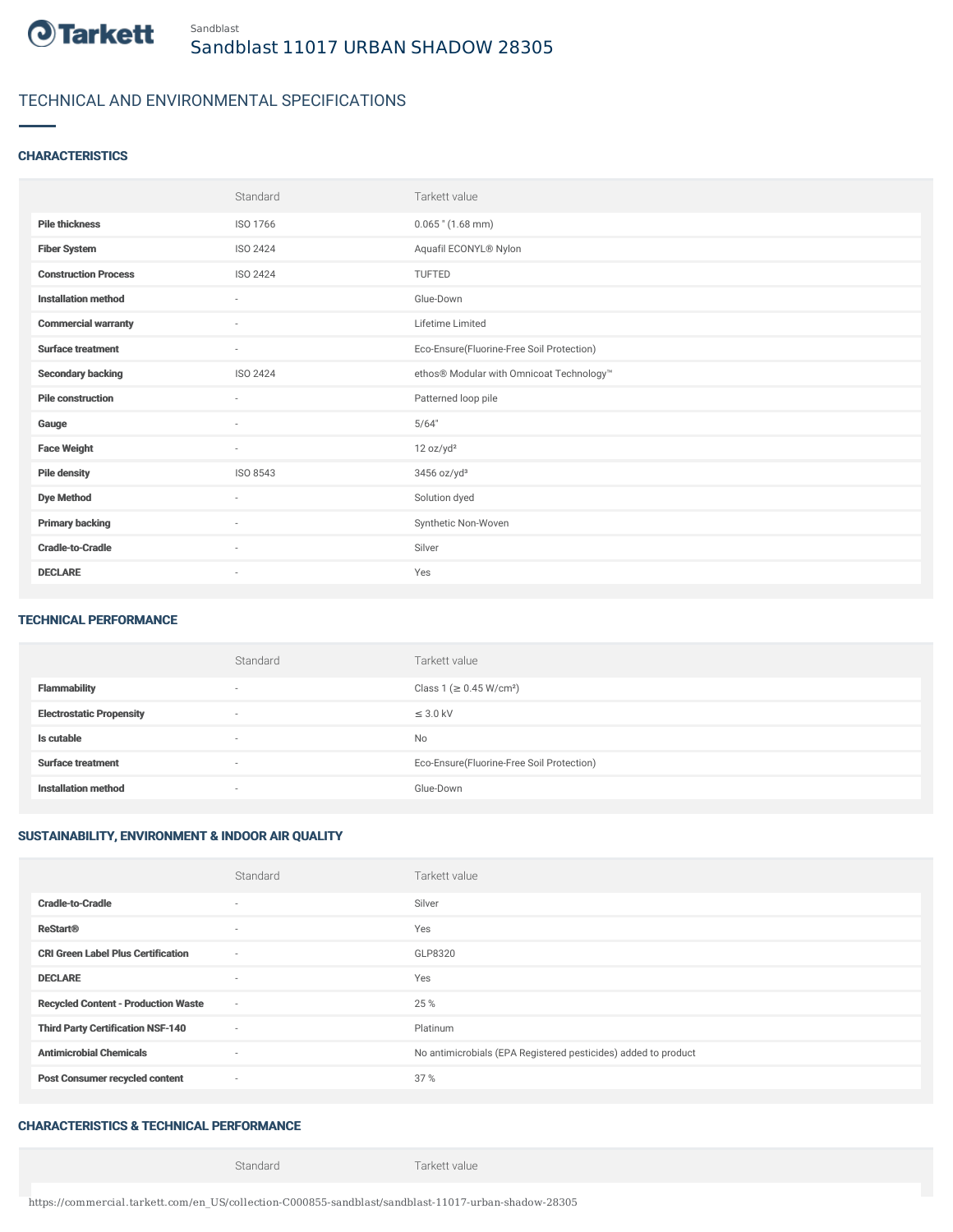Sandblast

# Sandblast 11017 URBAN SHADOW 28305

## TECHNICAL AND ENVIRONMENTAL SPECIFICATIONS

### CHARACTERISTICS

| | Standard | Tarkett value |
|---|---|---|
| **Pile thickness** | ISO 1766 | 0.065 " (1.68 mm) |
| **Fiber System** | ISO 2424 | Aquafil ECONYL® Nylon |
| **Construction Process** | ISO 2424 | TUFTED |
| **Installation method** | - | Glue-Down |
| **Commercial warranty** | - | Lifetime Limited |
| **Surface treatment** | - | Eco-Ensure(Fluorine-Free Soil Protection) |
| **Secondary backing** | ISO 2424 | ethos® Modular with Omnicoat Technology™ |
| **Pile construction** | - | Patterned loop pile |
| **Gauge** | - | 5/64" |
| **Face Weight** | - | 12 oz/yd² |
| **Pile density** | ISO 8543 | 3456 oz/yd³ |
| **Dye Method** | - | Solution dyed |
| **Primary backing** | - | Synthetic Non-Woven |
| **Cradle-to-Cradle** | - | Silver |
| **DECLARE** | - | Yes |

### TECHNICAL PERFORMANCE

| | Standard | Tarkett value |
|---|---|---|
| **Flammability** | - | Class 1 (≥ 0.45 W/cm²) |
| **Electrostatic Propensity** | - | ≤ 3.0 kV |
| **Is cutable** | - | No |
| **Surface treatment** | - | Eco-Ensure(Fluorine-Free Soil Protection) |
| **Installation method** | - | Glue-Down |

### SUSTAINABILITY, ENVIRONMENT & INDOOR AIR QUALITY

| | Standard | Tarkett value |
|---|---|---|
| **Cradle-to-Cradle** | - | Silver |
| **ReStart®** | - | Yes |
| **CRI Green Label Plus Certification** | - | GLP8320 |
| **DECLARE** | - | Yes |
| **Recycled Content - Production Waste** | - | 25 % |
| **Third Party Certification NSF-140** | - | Platinum |
| **Antimicrobial Chemicals** | - | No antimicrobials (EPA Registered pesticides) added to product |
| **Post Consumer recycled content** | - | 37 % |

### CHARACTERISTICS & TECHNICAL PERFORMANCE

| | Standard | Tarkett value |
|---|---|---|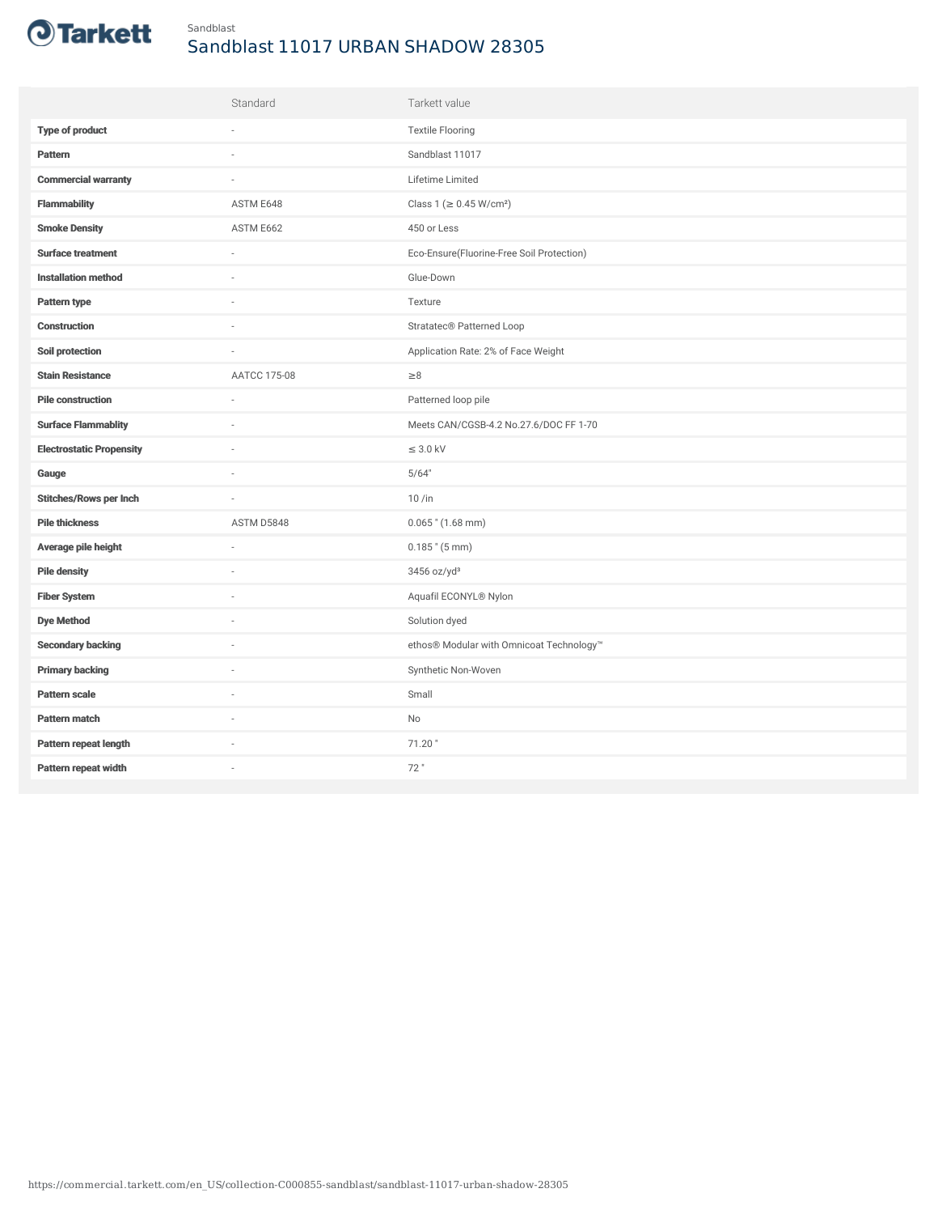Sandblast

# Sandblast 11017 URBAN SHADOW 28305

| | Standard | Tarkett value |
|---|---|---|
| **Type of product** | - | Textile Flooring |
| **Pattern** | - | Sandblast 11017 |
| **Commercial warranty** | - | Lifetime Limited |
| **Flammability** | ASTM E648 | Class 1 (≥ 0.45 W/cm²) |
| **Smoke Density** | ASTM E662 | 450 or Less |
| **Surface treatment** | - | Eco-Ensure(Fluorine-Free Soil Protection) |
| **Installation method** | - | Glue-Down |
| **Pattern type** | - | Texture |
| **Construction** | - | Stratatec® Patterned Loop |
| **Soil protection** | - | Application Rate: 2% of Face Weight |
| **Stain Resistance** | AATCC 175-08 | ≥8 |
| **Pile construction** | - | Patterned loop pile |
| **Surface Flammablity** | - | Meets CAN/CGSB-4.2 No.27.6/DOC FF 1-70 |
| **Electrostatic Propensity** | - | ≤ 3.0 kV |
| **Gauge** | - | 5/64" |
| **Stitches/Rows per Inch** | - | 10 /in |
| **Pile thickness** | ASTM D5848 | 0.065 " (1.68 mm) |
| **Average pile height** | - | 0.185 " (5 mm) |
| **Pile density** | - | 3456 oz/yd³ |
| **Fiber System** | - | Aquafil ECONYL® Nylon |
| **Dye Method** | - | Solution dyed |
| **Secondary backing** | - | ethos® Modular with Omnicoat Technology™ |
| **Primary backing** | - | Synthetic Non-Woven |
| **Pattern scale** | - | Small |
| **Pattern match** | - | No |
| **Pattern repeat length** | - | 71.20 " |
| **Pattern repeat width** | - | 72 " |

https://commercial.tarkett.com/en_US/collection-C000855-sandblast/sandblast-11017-urban-shadow-28305